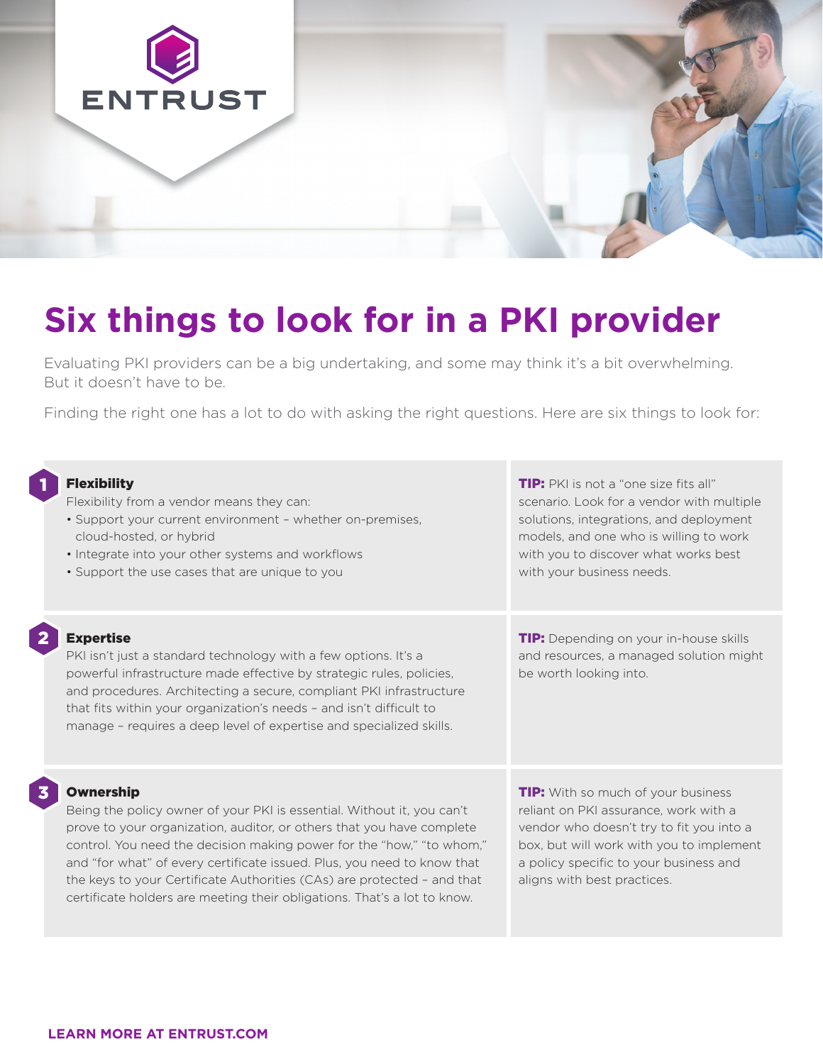ENTRUST

# Six things to look for in a PKI provider

Evaluating PKI providers can be a big undertaking, and some may think it's a bit overwhelming. But it doesn't have to be.

Finding the right one has a lot to do with asking the right questions. Here are six things to look for:

## 1 Flexibility

Flexibility from a vendor means they can:

- Support your current environment – whether on-premises, cloud-hosted, or hybrid
- Integrate into your other systems and workflows
- Support the use cases that are unique to you

**TIP:** PKI is not a "one size fits all" scenario. Look for a vendor with multiple solutions, integrations, and deployment models, and one who is willing to work with you to discover what works best with your business needs.

## 2 Expertise

PKI isn't just a standard technology with a few options. It's a powerful infrastructure made effective by strategic rules, policies, and procedures. Architecting a secure, compliant PKI infrastructure that fits within your organization's needs – and isn't difficult to manage – requires a deep level of expertise and specialized skills.

**TIP:** Depending on your in-house skills and resources, a managed solution might be worth looking into.

## 3 Ownership

Being the policy owner of your PKI is essential. Without it, you can't prove to your organization, auditor, or others that you have complete control. You need the decision making power for the "how," "to whom," and "for what" of every certificate issued. Plus, you need to know that the keys to your Certificate Authorities (CAs) are protected – and that certificate holders are meeting their obligations. That's a lot to know.

**TIP:** With so much of your business reliant on PKI assurance, work with a vendor who doesn't try to fit you into a box, but will work with you to implement a policy specific to your business and aligns with best practices.

**LEARN MORE AT ENTRUST.COM**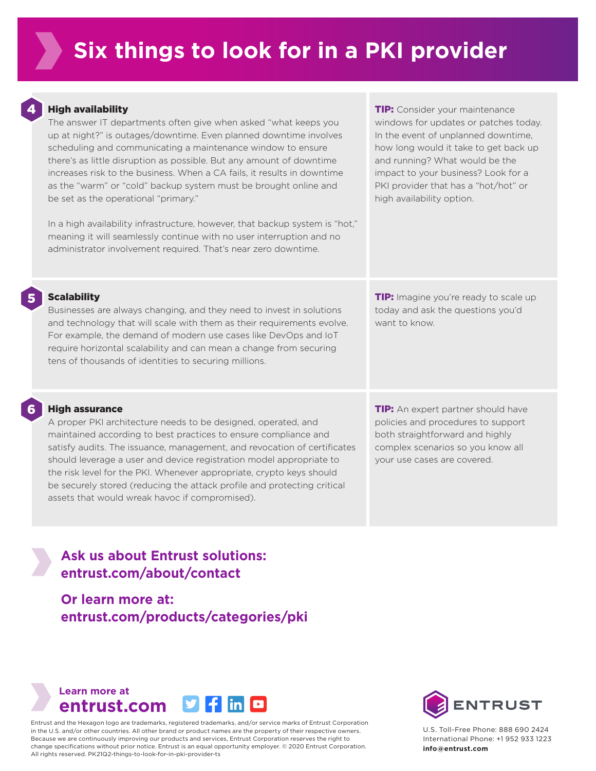# Six things to look for in a PKI provider

### 4 High availability

The answer IT departments often give when asked "what keeps you up at night?" is outages/downtime. Even planned downtime involves scheduling and communicating a maintenance window to ensure there's as little disruption as possible. But any amount of downtime increases risk to the business. When a CA fails, it results in downtime as the "warm" or "cold" backup system must be brought online and be set as the operational "primary."

In a high availability infrastructure, however, that backup system is "hot," meaning it will seamlessly continue with no user interruption and no administrator involvement required. That's near zero downtime.

**TIP:** Consider your maintenance windows for updates or patches today. In the event of unplanned downtime, how long would it take to get back up and running? What would be the impact to your business? Look for a PKI provider that has a "hot/hot" or high availability option.

### 5 Scalability

Businesses are always changing, and they need to invest in solutions and technology that will scale with them as their requirements evolve. For example, the demand of modern use cases like DevOps and IoT require horizontal scalability and can mean a change from securing tens of thousands of identities to securing millions.

**TIP:** Imagine you're ready to scale up today and ask the questions you'd want to know.

### 6 High assurance

A proper PKI architecture needs to be designed, operated, and maintained according to best practices to ensure compliance and satisfy audits. The issuance, management, and revocation of certificates should leverage a user and device registration model appropriate to the risk level for the PKI. Whenever appropriate, crypto keys should be securely stored (reducing the attack profile and protecting critical assets that would wreak havoc if compromised).

**TIP:** An expert partner should have policies and procedures to support both straightforward and highly complex scenarios so you know all your use cases are covered.

**Ask us about Entrust solutions: entrust.com/about/contact**

**Or learn more at: entrust.com/products/categories/pki**

**Learn more at entrust.com**

Entrust and the Hexagon logo are trademarks, registered trademarks, and/or service marks of Entrust Corporation in the U.S. and/or other countries. All other brand or product names are the property of their respective owners. Because we are continuously improving our products and services, Entrust Corporation reserves the right to change specifications without prior notice. Entrust is an equal opportunity employer. © 2020 Entrust Corporation. All rights reserved. PK21Q2-things-to-look-for-in-pki-provider-ts

ENTRUST

U.S. Toll-Free Phone: 888 690 2424
International Phone: +1 952 933 1223
**info@entrust.com**